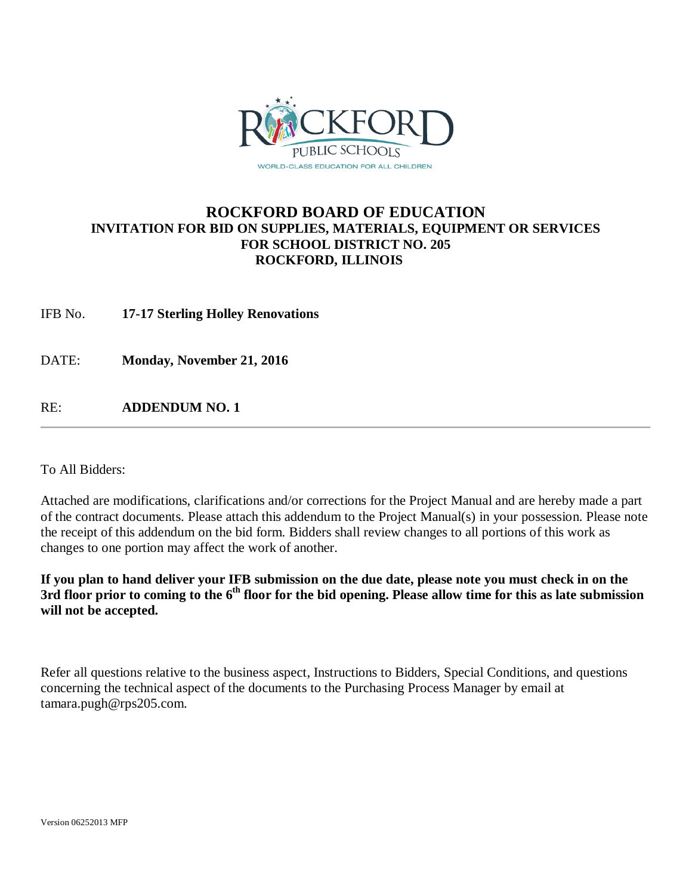# ROCKFORD BOARD OF EDUCATION

## INVITATION FOR BID ON SUPPLIES, MATERIALS, EQUIPMENT OR SERVICES FOR SCHOOL DISTRICT NO. 205 ROCKFORD, ILLINOIS

IFB No. **17-17 Sterling Holley Renovations**

DATE: **Monday, November 21, 2016**

RE: **ADDENDUM NO. 1**

---

To All Bidders:

Attached are modifications, clarifications and/or corrections for the Project Manual and are hereby made a part of the contract documents. Please attach this addendum to the Project Manual(s) in your possession. Please note the receipt of this addendum on the bid form. Bidders shall review changes to all portions of this work as changes to one portion may affect the work of another.

**If you plan to hand deliver your IFB submission on the due date, please note you must check in on the 3rd floor prior to coming to the 6th floor for the bid opening. Please allow time for this as late submission will not be accepted.**

Refer all questions relative to the business aspect, Instructions to Bidders, Special Conditions, and questions concerning the technical aspect of the documents to the Purchasing Process Manager by email at tamara.pugh@rps205.com.

Version 06252013 MFP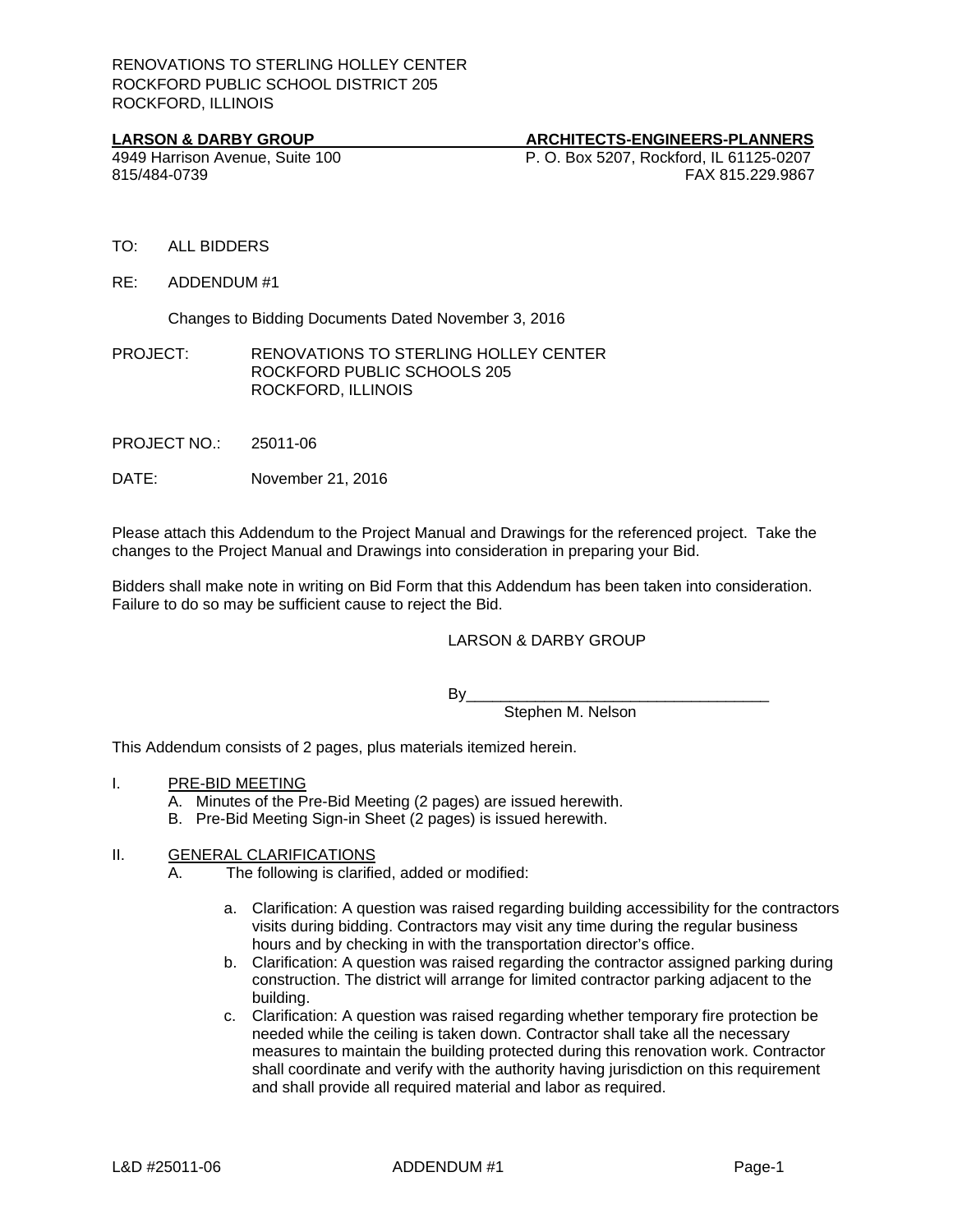RENOVATIONS TO STERLING HOLLEY CENTER
ROCKFORD PUBLIC SCHOOL DISTRICT 205
ROCKFORD, ILLINOIS

**LARSON & DARBY GROUP** — **ARCHITECTS-ENGINEERS-PLANNERS**
4949 Harrison Avenue, Suite 100 — P. O. Box 5207, Rockford, IL 61125-0207
815/484-0739 — FAX 815.229.9867

TO: ALL BIDDERS

RE: ADDENDUM #1

Changes to Bidding Documents Dated November 3, 2016

PROJECT: RENOVATIONS TO STERLING HOLLEY CENTER
ROCKFORD PUBLIC SCHOOLS 205
ROCKFORD, ILLINOIS

PROJECT NO.: 25011-06

DATE: November 21, 2016

Please attach this Addendum to the Project Manual and Drawings for the referenced project. Take the changes to the Project Manual and Drawings into consideration in preparing your Bid.

Bidders shall make note in writing on Bid Form that this Addendum has been taken into consideration. Failure to do so may be sufficient cause to reject the Bid.

LARSON & DARBY GROUP

By___________________________________
Stephen M. Nelson

This Addendum consists of 2 pages, plus materials itemized herein.

I. PRE-BID MEETING
   A. Minutes of the Pre-Bid Meeting (2 pages) are issued herewith.
   B. Pre-Bid Meeting Sign-in Sheet (2 pages) is issued herewith.

II. GENERAL CLARIFICATIONS
   A. The following is clarified, added or modified:

      a. Clarification: A question was raised regarding building accessibility for the contractors visits during bidding. Contractors may visit any time during the regular business hours and by checking in with the transportation director's office.
      b. Clarification: A question was raised regarding the contractor assigned parking during construction. The district will arrange for limited contractor parking adjacent to the building.
      c. Clarification: A question was raised regarding whether temporary fire protection be needed while the ceiling is taken down. Contractor shall take all the necessary measures to maintain the building protected during this renovation work. Contractor shall coordinate and verify with the authority having jurisdiction on this requirement and shall provide all required material and labor as required.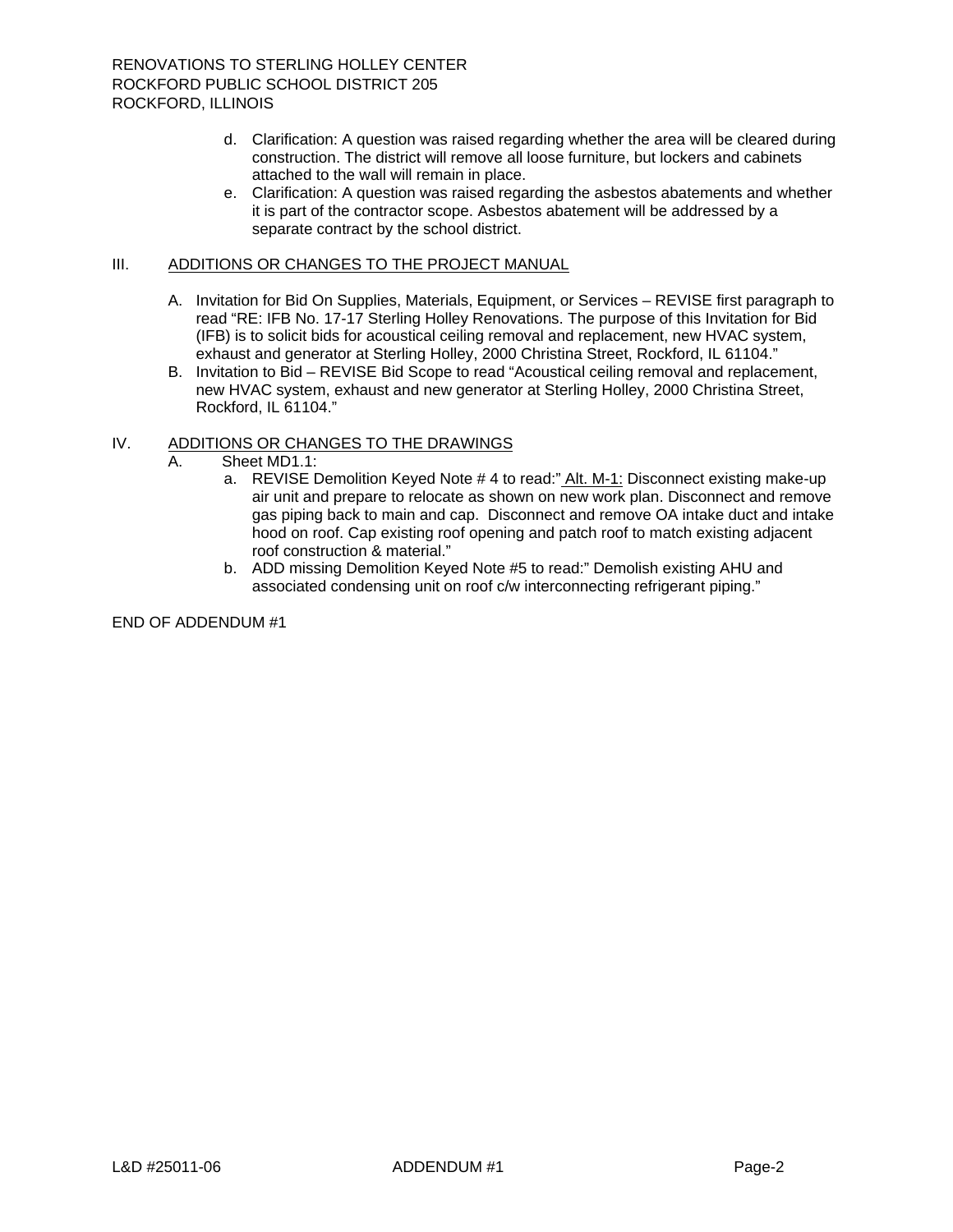d. Clarification: A question was raised regarding whether the area will be cleared during construction. The district will remove all loose furniture, but lockers and cabinets attached to the wall will remain in place.

e. Clarification: A question was raised regarding the asbestos abatements and whether it is part of the contractor scope. Asbestos abatement will be addressed by a separate contract by the school district.

## III. ADDITIONS OR CHANGES TO THE PROJECT MANUAL

A. Invitation for Bid On Supplies, Materials, Equipment, or Services – REVISE first paragraph to read "RE: IFB No. 17-17 Sterling Holley Renovations. The purpose of this Invitation for Bid (IFB) is to solicit bids for acoustical ceiling removal and replacement, new HVAC system, exhaust and generator at Sterling Holley, 2000 Christina Street, Rockford, IL 61104."

B. Invitation to Bid – REVISE Bid Scope to read "Acoustical ceiling removal and replacement, new HVAC system, exhaust and new generator at Sterling Holley, 2000 Christina Street, Rockford, IL 61104."

## IV. ADDITIONS OR CHANGES TO THE DRAWINGS

A. Sheet MD1.1:

a. REVISE Demolition Keyed Note # 4 to read:" Alt. M-1: Disconnect existing make-up air unit and prepare to relocate as shown on new work plan. Disconnect and remove gas piping back to main and cap. Disconnect and remove OA intake duct and intake hood on roof. Cap existing roof opening and patch roof to match existing adjacent roof construction & material."

b. ADD missing Demolition Keyed Note #5 to read:" Demolish existing AHU and associated condensing unit on roof c/w interconnecting refrigerant piping."

END OF ADDENDUM #1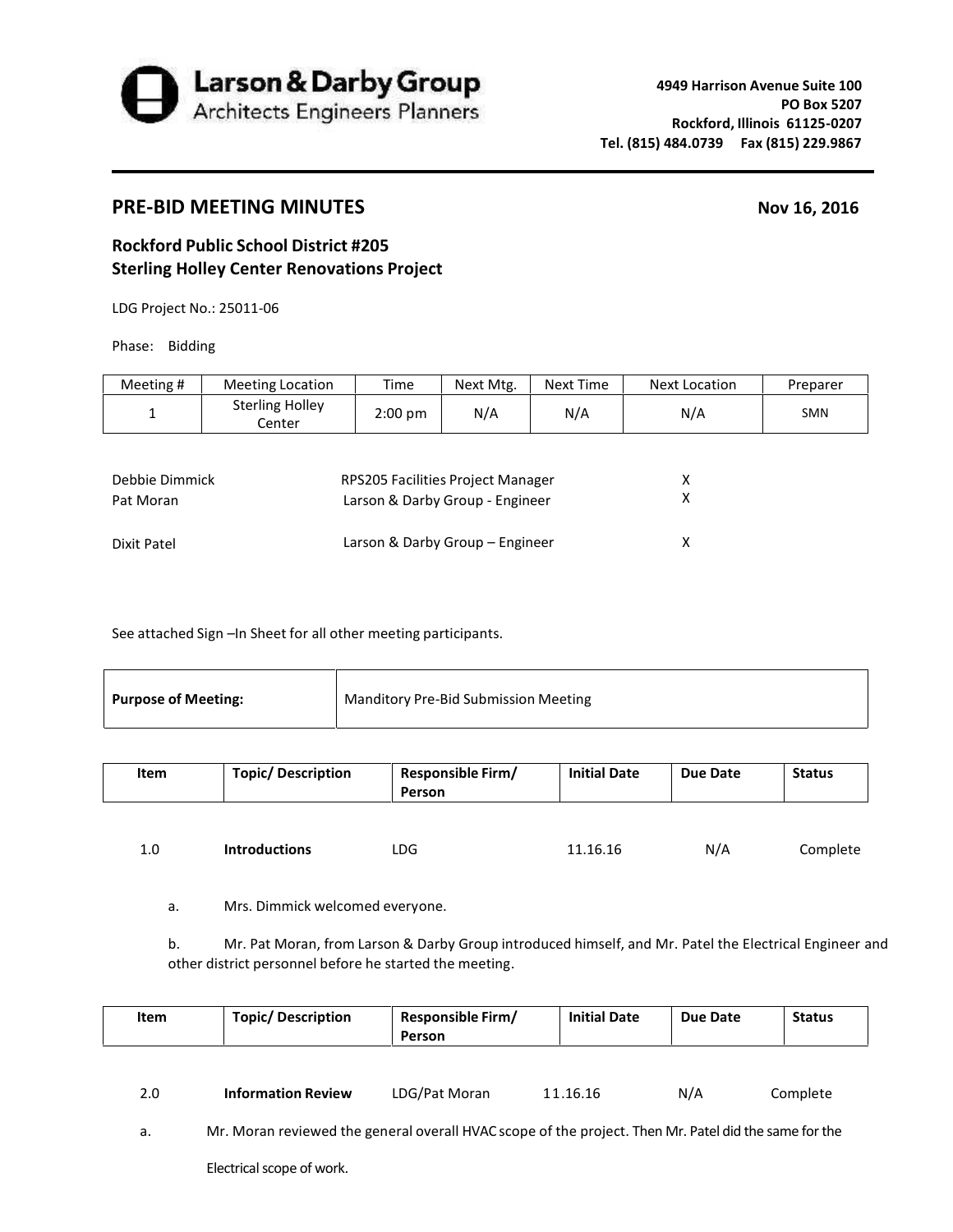**Larson & Darby Group**
Architects Engineers Planners

**4949 Harrison Avenue Suite 100**
**PO Box 5207**
**Rockford, Illinois 61125-0207**
**Tel. (815) 484.0739 Fax (815) 229.9867**

## PRE-BID MEETING MINUTES

**Nov 16, 2016**

### Rockford Public School District #205
### Sterling Holley Center Renovations Project

LDG Project No.: 25011-06

Phase: Bidding

| Meeting # | Meeting Location | Time | Next Mtg. | Next Time | Next Location | Preparer |
|---|---|---|---|---|---|---|
| 1 | Sterling Holley Center | 2:00 pm | N/A | N/A | N/A | SMN |

| | | |
|---|---|---|
| Debbie Dimmick | RPS205 Facilities Project Manager | X |
| Pat Moran | Larson & Darby Group - Engineer | X |
| Dixit Patel | Larson & Darby Group – Engineer | X |

See attached Sign –In Sheet for all other meeting participants.

| **Purpose of Meeting:** | Manditory Pre-Bid Submission Meeting |
|---|---|

| Item | Topic/ Description | Responsible Firm/ Person | Initial Date | Due Date | Status |
|---|---|---|---|---|---|
| 1.0 | **Introductions** | LDG | 11.16.16 | N/A | Complete |

a. Mrs. Dimmick welcomed everyone.

b. Mr. Pat Moran, from Larson & Darby Group introduced himself, and Mr. Patel the Electrical Engineer and other district personnel before he started the meeting.

| Item | Topic/ Description | Responsible Firm/ Person | Initial Date | Due Date | Status |
|---|---|---|---|---|---|
| 2.0 | **Information Review** | LDG/Pat Moran | 11.16.16 | N/A | Complete |

a. Mr. Moran reviewed the general overall HVAC scope of the project. Then Mr. Patel did the same for the Electrical scope of work.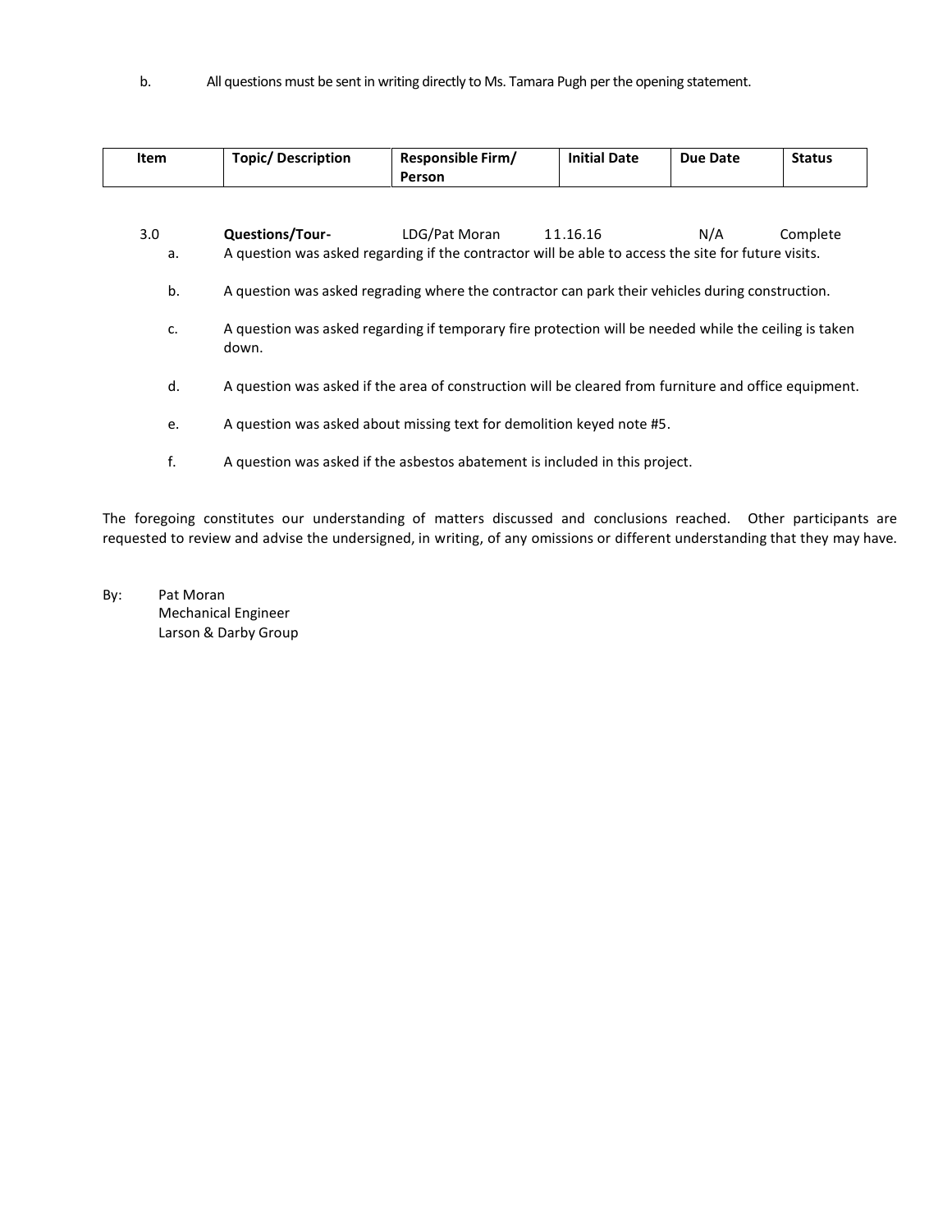b. All questions must be sent in writing directly to Ms. Tamara Pugh per the opening statement.

| Item | Topic/ Description | Responsible Firm/ Person | Initial Date | Due Date | Status |
|---|---|---|---|---|---|
| 3.0 | **Questions/Tour-** | LDG/Pat Moran | 11.16.16 | N/A | Complete |

a. A question was asked regarding if the contractor will be able to access the site for future visits.

b. A question was asked regrading where the contractor can park their vehicles during construction.

c. A question was asked regarding if temporary fire protection will be needed while the ceiling is taken down.

d. A question was asked if the area of construction will be cleared from furniture and office equipment.

e. A question was asked about missing text for demolition keyed note #5.

f. A question was asked if the asbestos abatement is included in this project.

The foregoing constitutes our understanding of matters discussed and conclusions reached. Other participants are requested to review and advise the undersigned, in writing, of any omissions or different understanding that they may have.

By: Pat Moran
Mechanical Engineer
Larson & Darby Group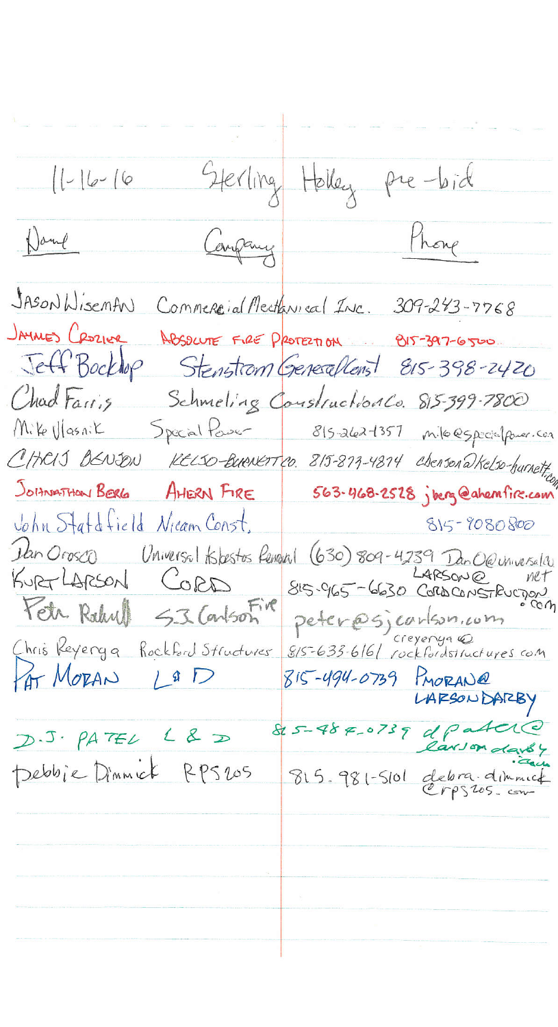11-16-16 Sterling Holley pre-bid

| Name | Company | Phone |
| --- | --- | --- |
| JASON WISEMAN | Commercial Mechanical Inc. | 309-243-7768 |
| JAMES CROZIER | ABSOLUTE FIRE PROTECTION | 815-397-6500 |
| Jeff Bockhop | Stenstrom General Const | 815-398-2420 |
| Chad Farris | Schmeling Construction Co. | 815-399-7800 |
| Mike Vlasnik | Special Power | 815-262-1357 mike@specialpower.com |
| CHRIS BENSON | KELSO-BURNETT CO. | 815-873-4814 cbenson@kelso-burnett.com |
| JOHNATHON BERG | AHERN FIRE | 563-468-2528 jberg@ahernfire.com |
| John Statdfield | Nicam Const. | 815-9080800 |
| Dan Orosco | Universal Asbestos Removal | (630) 809-4739 DanO@universal.net |
| KURT LARSON | CORD | 815-965-6630 LARSON@CORDCONSTRUCTION.com |
| Peter Rakurl | SJ Carlson Fire | peter@sjcarlson.com |
| Chris Reyenga | Rockford Structures | 815-633-6161 creyenga@rockfordstructures.com |
| PAT MORAN | L & D | 815-494-0739 PMORAN@LARSONDARBY |
| D.J. PATEL | L & D | 815-484-0739 dpatel@larsondarby.com |
| Debbie Dimmick | RPS205 | 815.981-5101 debra.dimmick@rps205.com |